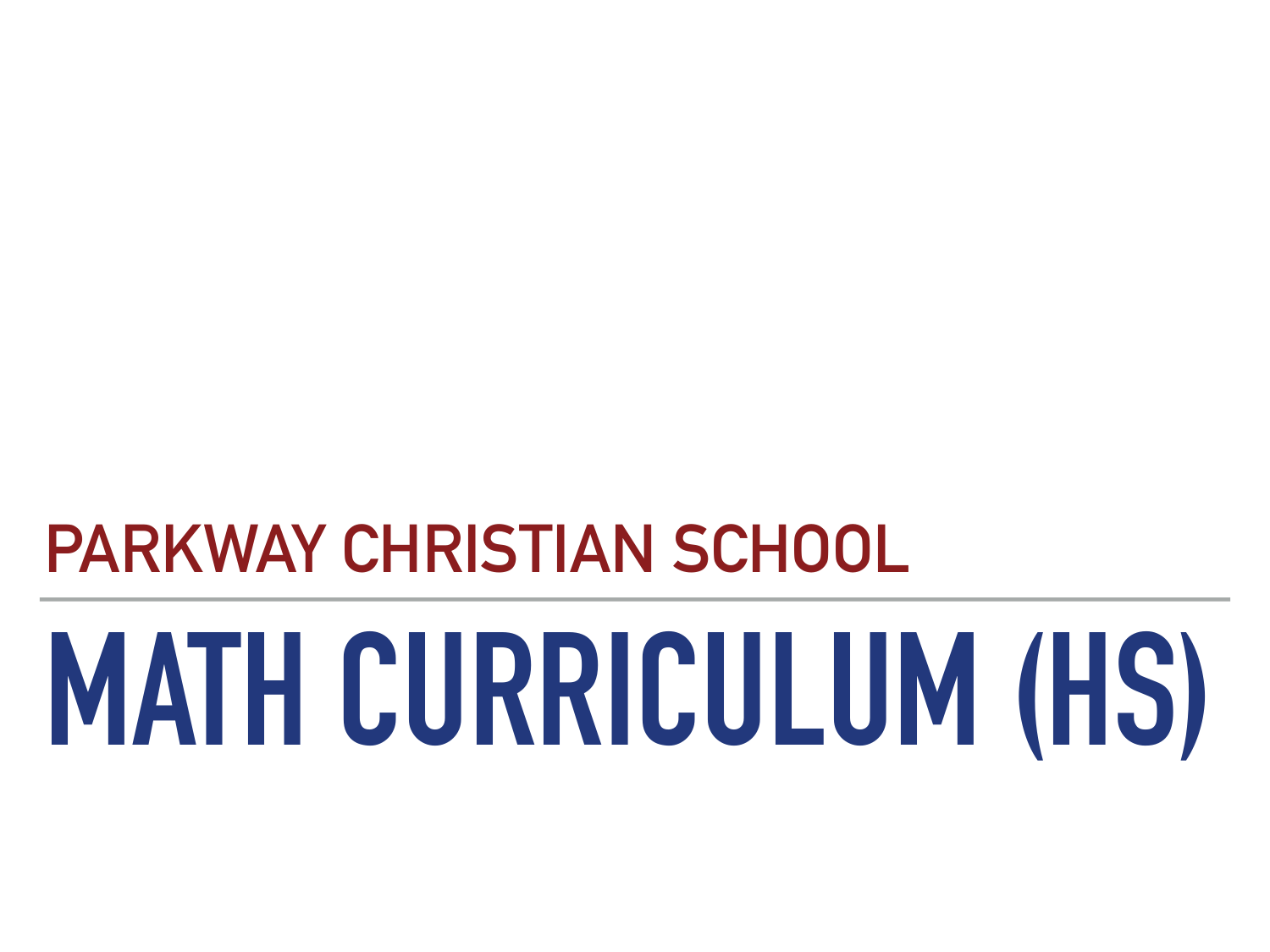## PARKWAY CHRISTIAN SCHOOL

# MATH CURRICULUM (HS)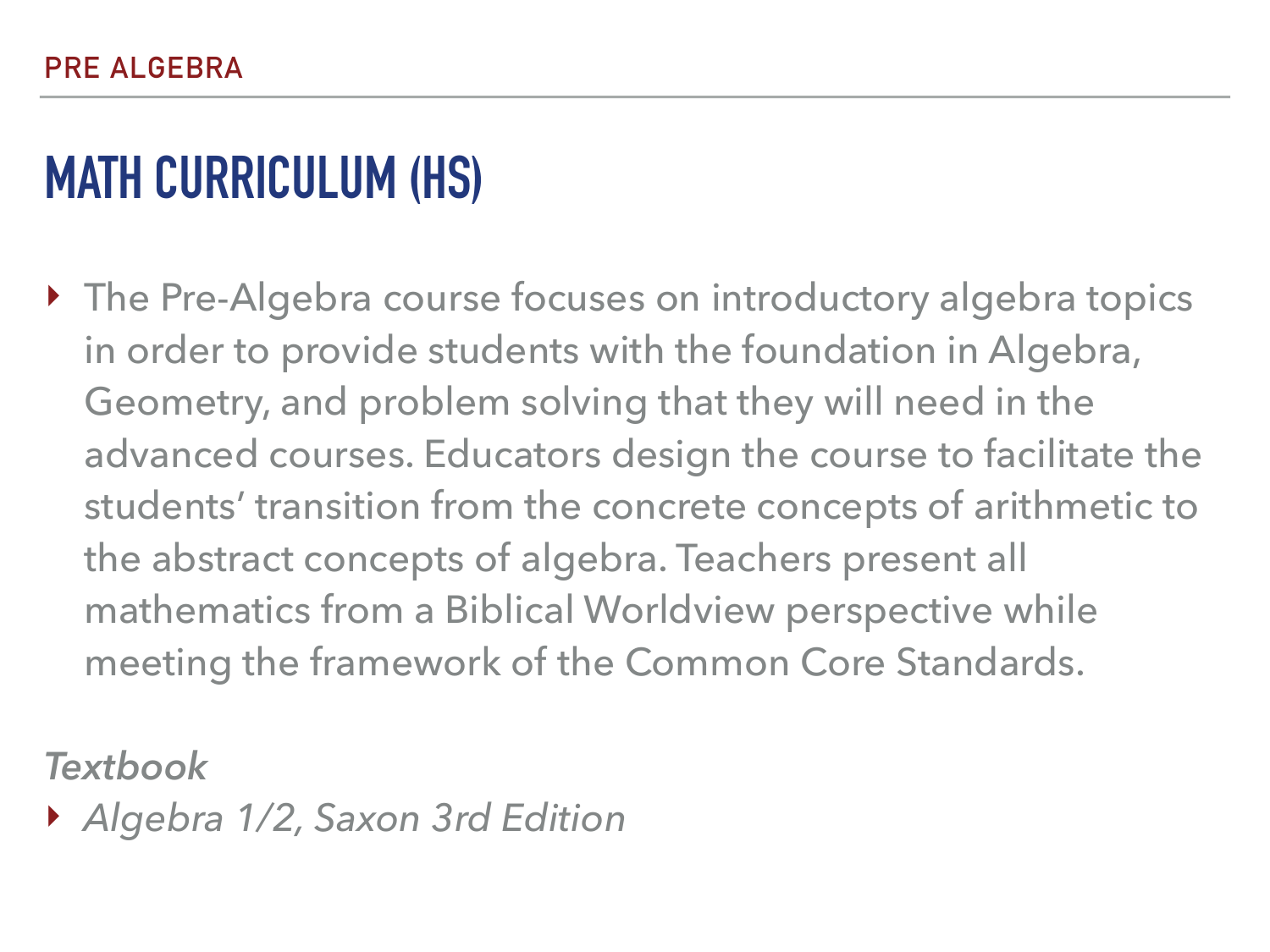PRE ALGEBRA

# MATH CURRICULUM (HS)

- The Pre-Algebra course focuses on introductory algebra topics in order to provide students with the foundation in Algebra, Geometry, and problem solving that they will need in the advanced courses. Educators design the course to facilitate the students' transition from the concrete concepts of arithmetic to the abstract concepts of algebra. Teachers present all mathematics from a Biblical Worldview perspective while meeting the framework of the Common Core Standards.

*Textbook*

- *Algebra 1/2, Saxon 3rd Edition*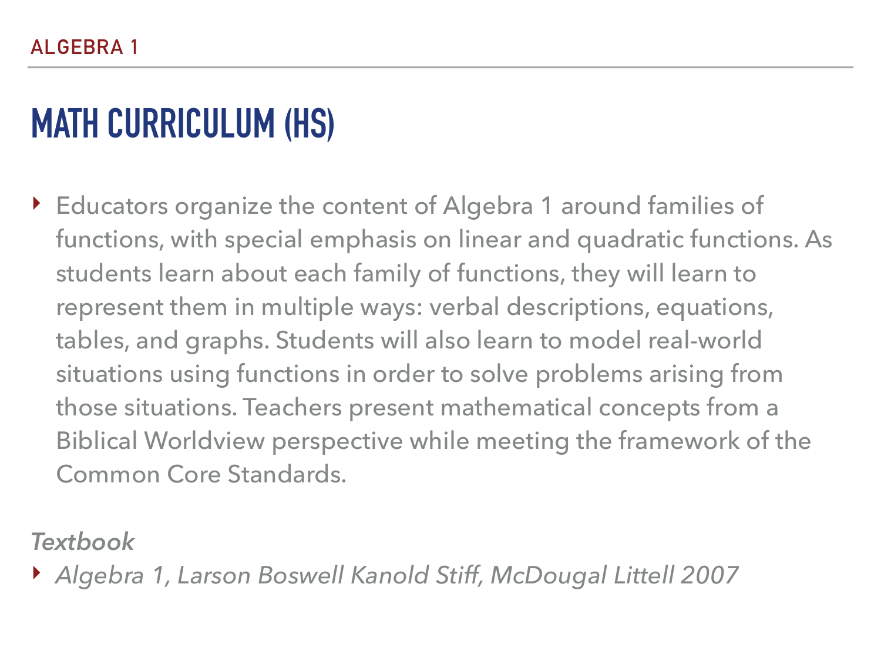ALGEBRA 1

# MATH CURRICULUM (HS)

- Educators organize the content of Algebra 1 around families of functions, with special emphasis on linear and quadratic functions. As students learn about each family of functions, they will learn to represent them in multiple ways: verbal descriptions, equations, tables, and graphs. Students will also learn to model real-world situations using functions in order to solve problems arising from those situations. Teachers present mathematical concepts from a Biblical Worldview perspective while meeting the framework of the Common Core Standards.

*Textbook*

- *Algebra 1, Larson Boswell Kanold Stiff, McDougal Littell 2007*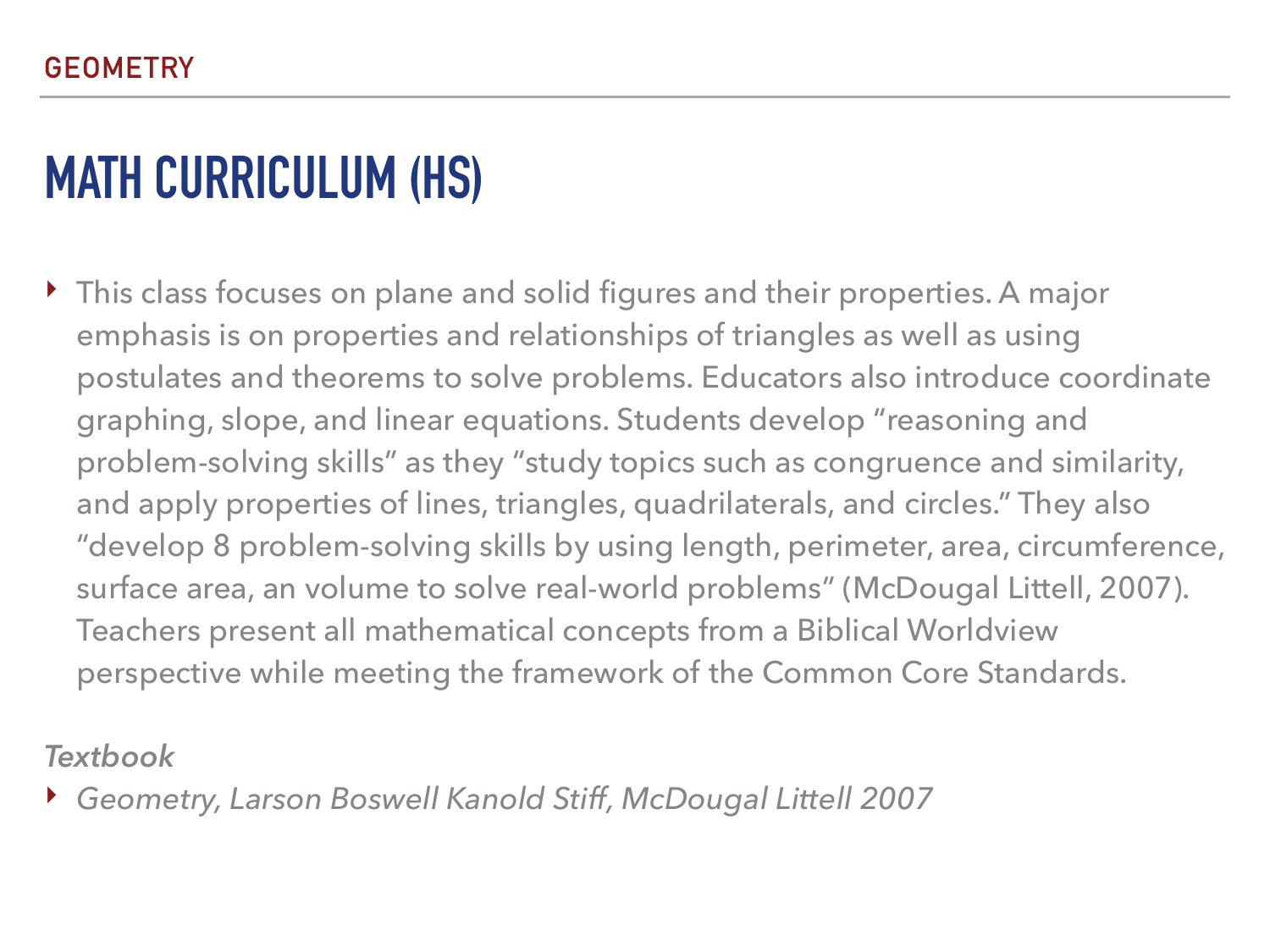GEOMETRY

# MATH CURRICULUM (HS)

- This class focuses on plane and solid figures and their properties. A major emphasis is on properties and relationships of triangles as well as using postulates and theorems to solve problems. Educators also introduce coordinate graphing, slope, and linear equations. Students develop "reasoning and problem-solving skills" as they "study topics such as congruence and similarity, and apply properties of lines, triangles, quadrilaterals, and circles." They also "develop 8 problem-solving skills by using length, perimeter, area, circumference, surface area, an volume to solve real-world problems" (McDougal Littell, 2007). Teachers present all mathematical concepts from a Biblical Worldview perspective while meeting the framework of the Common Core Standards.

*Textbook*

- *Geometry, Larson Boswell Kanold Stiff, McDougal Littell 2007*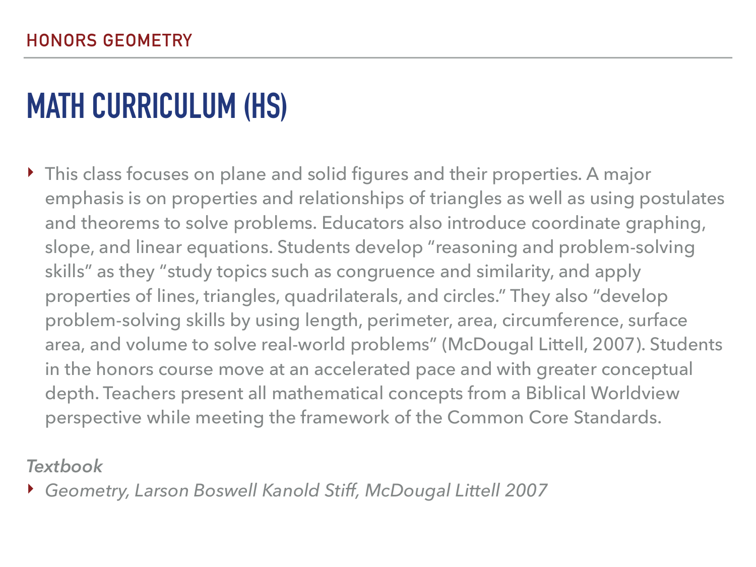HONORS GEOMETRY

# MATH CURRICULUM (HS)

- This class focuses on plane and solid figures and their properties. A major emphasis is on properties and relationships of triangles as well as using postulates and theorems to solve problems. Educators also introduce coordinate graphing, slope, and linear equations. Students develop “reasoning and problem-solving skills” as they “study topics such as congruence and similarity, and apply properties of lines, triangles, quadrilaterals, and circles.” They also “develop problem-solving skills by using length, perimeter, area, circumference, surface area, and volume to solve real-world problems” (McDougal Littell, 2007). Students in the honors course move at an accelerated pace and with greater conceptual depth. Teachers present all mathematical concepts from a Biblical Worldview perspective while meeting the framework of the Common Core Standards.

*Textbook*

- *Geometry, Larson Boswell Kanold Stiff, McDougal Littell 2007*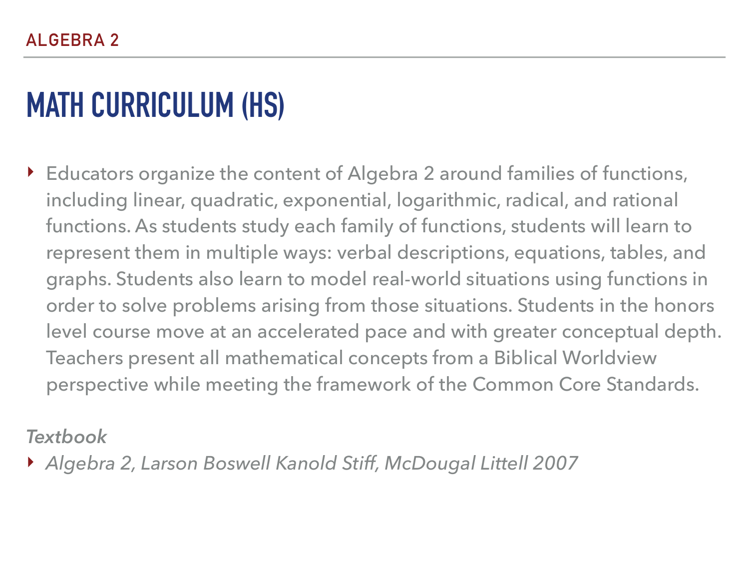ALGEBRA 2

# MATH CURRICULUM (HS)

- Educators organize the content of Algebra 2 around families of functions, including linear, quadratic, exponential, logarithmic, radical, and rational functions. As students study each family of functions, students will learn to represent them in multiple ways: verbal descriptions, equations, tables, and graphs. Students also learn to model real-world situations using functions in order to solve problems arising from those situations. Students in the honors level course move at an accelerated pace and with greater conceptual depth. Teachers present all mathematical concepts from a Biblical Worldview perspective while meeting the framework of the Common Core Standards.

*Textbook*

- *Algebra 2, Larson Boswell Kanold Stiff, McDougal Littell 2007*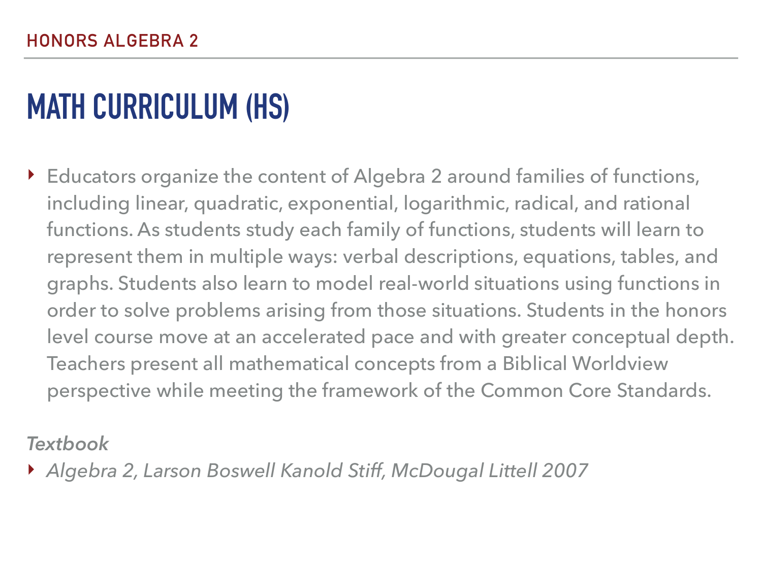# MATH CURRICULUM (HS)

- Educators organize the content of Algebra 2 around families of functions, including linear, quadratic, exponential, logarithmic, radical, and rational functions. As students study each family of functions, students will learn to represent them in multiple ways: verbal descriptions, equations, tables, and graphs. Students also learn to model real-world situations using functions in order to solve problems arising from those situations. Students in the honors level course move at an accelerated pace and with greater conceptual depth. Teachers present all mathematical concepts from a Biblical Worldview perspective while meeting the framework of the Common Core Standards.

*Textbook*

- *Algebra 2, Larson Boswell Kanold Stiff, McDougal Littell 2007*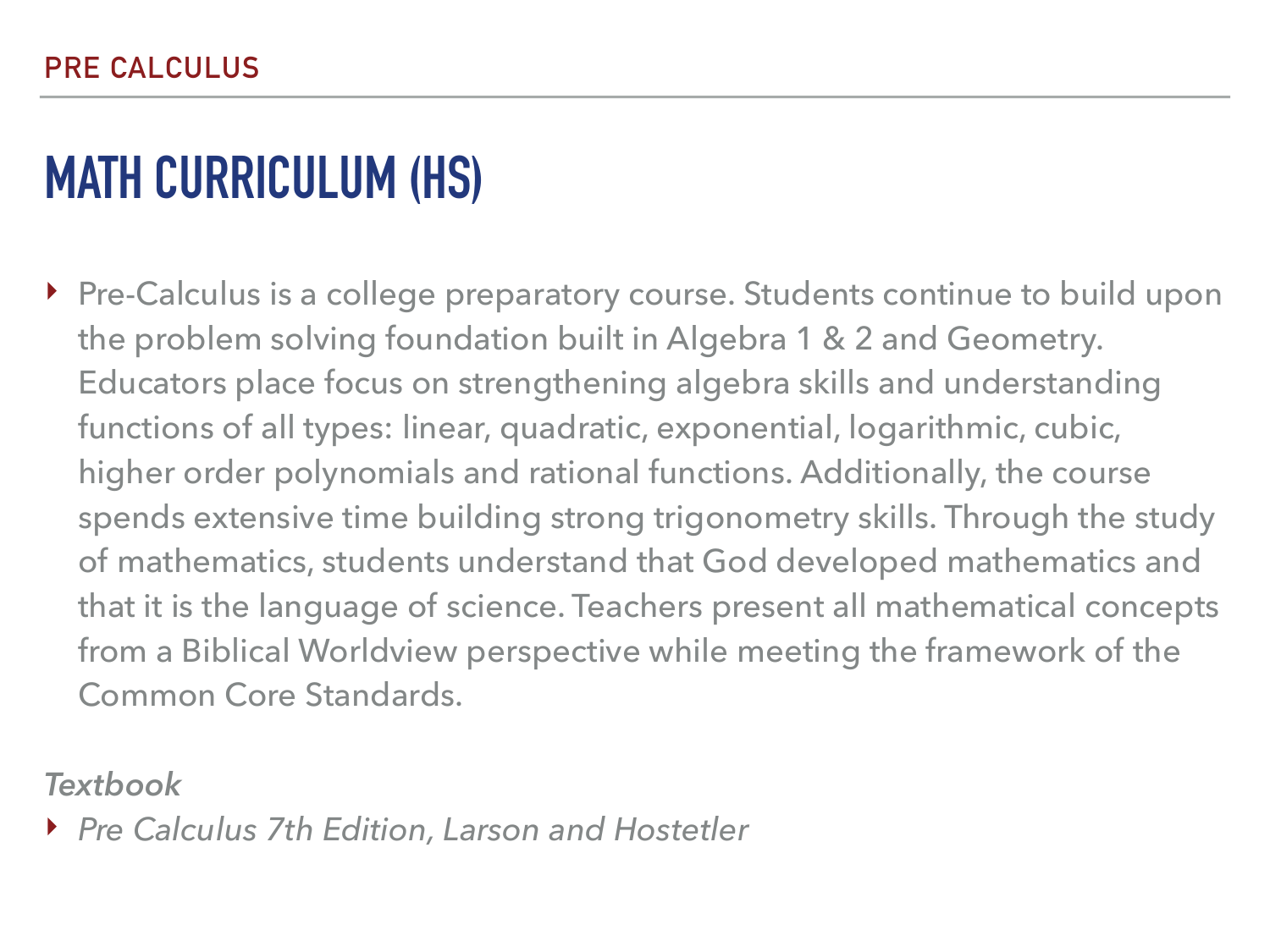PRE CALCULUS

# MATH CURRICULUM (HS)

- Pre-Calculus is a college preparatory course. Students continue to build upon the problem solving foundation built in Algebra 1 & 2 and Geometry. Educators place focus on strengthening algebra skills and understanding functions of all types: linear, quadratic, exponential, logarithmic, cubic, higher order polynomials and rational functions. Additionally, the course spends extensive time building strong trigonometry skills. Through the study of mathematics, students understand that God developed mathematics and that it is the language of science. Teachers present all mathematical concepts from a Biblical Worldview perspective while meeting the framework of the Common Core Standards.

*Textbook*

- *Pre Calculus 7th Edition, Larson and Hostetler*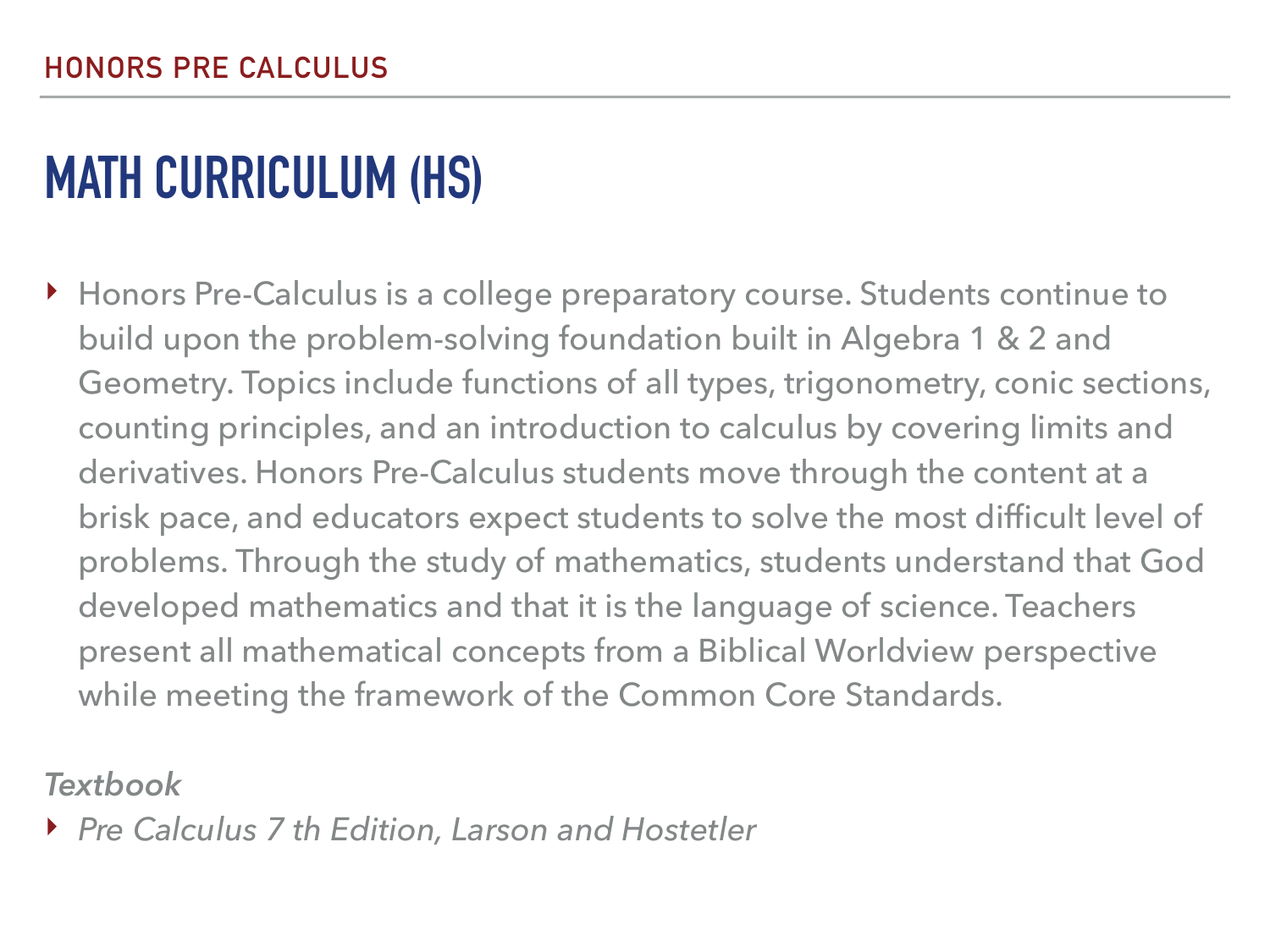HONORS PRE CALCULUS

# MATH CURRICULUM (HS)

- Honors Pre-Calculus is a college preparatory course. Students continue to build upon the problem-solving foundation built in Algebra 1 & 2 and Geometry. Topics include functions of all types, trigonometry, conic sections, counting principles, and an introduction to calculus by covering limits and derivatives. Honors Pre-Calculus students move through the content at a brisk pace, and educators expect students to solve the most difficult level of problems. Through the study of mathematics, students understand that God developed mathematics and that it is the language of science. Teachers present all mathematical concepts from a Biblical Worldview perspective while meeting the framework of the Common Core Standards.

*Textbook*

- *Pre Calculus 7 th Edition, Larson and Hostetler*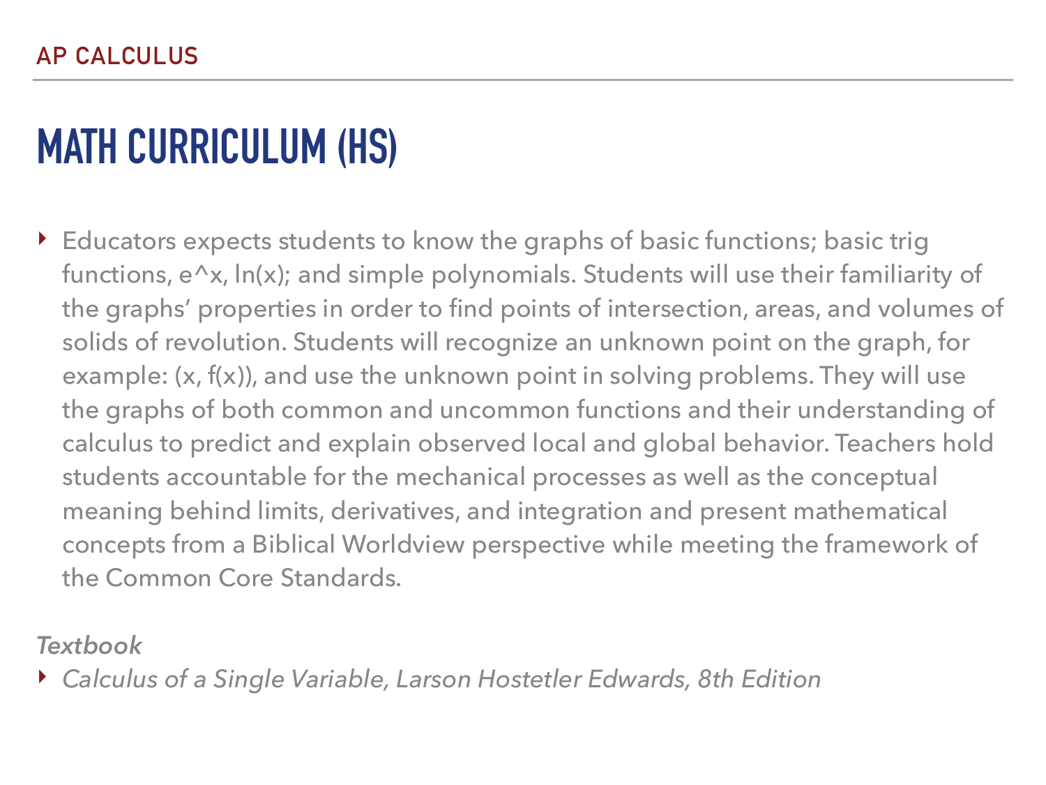AP CALCULUS

# MATH CURRICULUM (HS)

- Educators expects students to know the graphs of basic functions; basic trig functions, e^x, ln(x); and simple polynomials. Students will use their familiarity of the graphs' properties in order to find points of intersection, areas, and volumes of solids of revolution. Students will recognize an unknown point on the graph, for example: (x, f(x)), and use the unknown point in solving problems. They will use the graphs of both common and uncommon functions and their understanding of calculus to predict and explain observed local and global behavior. Teachers hold students accountable for the mechanical processes as well as the conceptual meaning behind limits, derivatives, and integration and present mathematical concepts from a Biblical Worldview perspective while meeting the framework of the Common Core Standards.

*Textbook*

- *Calculus of a Single Variable, Larson Hostetler Edwards, 8th Edition*